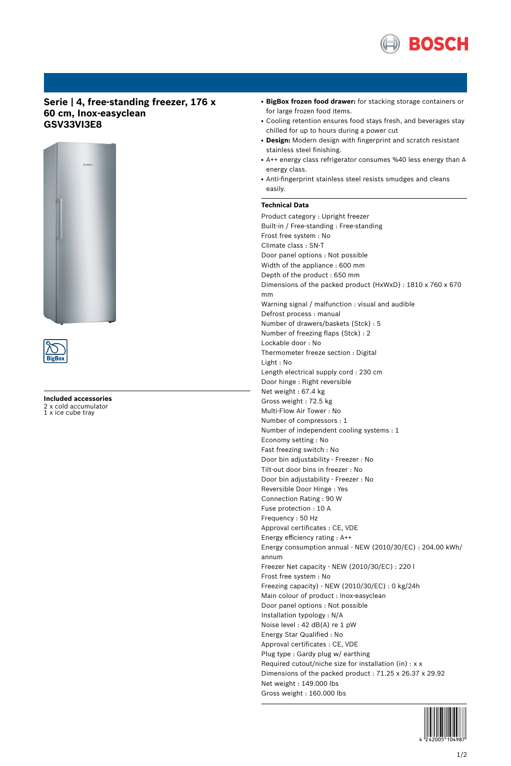# Serie | 4, free-standing freezer, 176 x 60 cm, Inox-easyclean
# GSV33VI3E8

BigBox

**Included accessories**
2 x cold accumulator
1 x ice cube tray

- **BigBox frozen food drawer:** for stacking storage containers or for large frozen food items.
- Cooling retention ensures food stays fresh, and beverages stay chilled for up to hours during a power cut
- **Design:** Modern design with fingerprint and scratch resistant stainless steel finishing.
- A++ energy class refrigerator consumes %40 less energy than A energy class.
- Anti-fingerprint stainless steel resists smudges and cleans easily.

## Technical Data

Product category : Upright freezer
Built-in / Free-standing : Free-standing
Frost free system : No
Climate class : SN-T
Door panel options : Not possible
Width of the appliance : 600 mm
Depth of the product : 650 mm
Dimensions of the packed product (HxWxD) : 1810 x 760 x 670 mm
Warning signal / malfunction : visual and audible
Defrost process : manual
Number of drawers/baskets (Stck) : 5
Number of freezing flaps (Stck) : 2
Lockable door : No
Thermometer freeze section : Digital
Light : No
Length electrical supply cord : 230 cm
Door hinge : Right reversible
Net weight : 67.4 kg
Gross weight : 72.5 kg
Multi-Flow Air Tower : No
Number of compressors : 1
Number of independent cooling systems : 1
Economy setting : No
Fast freezing switch : No
Door bin adjustability - Freezer : No
Tilt-out door bins in freezer : No
Door bin adjustability - Freezer : No
Reversible Door Hinge : Yes
Connection Rating : 90 W
Fuse protection : 10 A
Frequency : 50 Hz
Approval certificates : CE, VDE
Energy efficiency rating : A++
Energy consumption annual - NEW (2010/30/EC) : 204.00 kWh/annum
Freezer Net capacity - NEW (2010/30/EC) : 220 l
Frost free system : No
Freezing capacity) - NEW (2010/30/EC) : 0 kg/24h
Main colour of product : Inox-easyclean
Door panel options : Not possible
Installation typology : N/A
Noise level : 42 dB(A) re 1 pW
Energy Star Qualified : No
Approval certificates : CE, VDE
Plug type : Gardy plug w/ earthing
Required cutout/niche size for installation (in) : x x
Dimensions of the packed product : 71.25 x 26.37 x 29.92
Net weight : 149.000 lbs
Gross weight : 160.000 lbs

4 242005 104987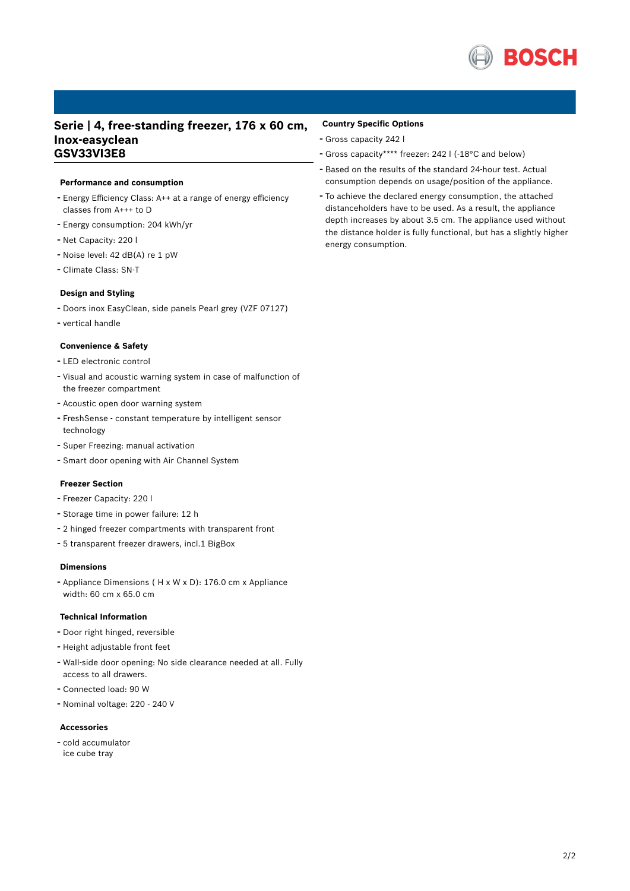## Serie | 4, free-standing freezer, 176 x 60 cm, Inox-easyclean
## GSV33VI3E8

### Performance and consumption

- Energy Efficiency Class: A++ at a range of energy efficiency classes from A+++ to D
- Energy consumption: 204 kWh/yr
- Net Capacity: 220 l
- Noise level: 42 dB(A) re 1 pW
- Climate Class: SN-T

### Design and Styling

- Doors inox EasyClean, side panels Pearl grey (VZF 07127)
- vertical handle

### Convenience & Safety

- LED electronic control
- Visual and acoustic warning system in case of malfunction of the freezer compartment
- Acoustic open door warning system
- FreshSense - constant temperature by intelligent sensor technology
- Super Freezing: manual activation
- Smart door opening with Air Channel System

### Freezer Section

- Freezer Capacity: 220 l
- Storage time in power failure: 12 h
- 2 hinged freezer compartments with transparent front
- 5 transparent freezer drawers, incl.1 BigBox

### Dimensions

- Appliance Dimensions ( H x W x D): 176.0 cm x Appliance width: 60 cm x 65.0 cm

### Technical Information

- Door right hinged, reversible
- Height adjustable front feet
- Wall-side door opening: No side clearance needed at all. Fully access to all drawers.
- Connected load: 90 W
- Nominal voltage: 220 - 240 V

### Accessories

- cold accumulator
  ice cube tray

### Country Specific Options

- Gross capacity 242 l
- Gross capacity**** freezer: 242 l (-18°C and below)
- Based on the results of the standard 24-hour test. Actual consumption depends on usage/position of the appliance.
- To achieve the declared energy consumption, the attached distanceholders have to be used. As a result, the appliance depth increases by about 3.5 cm. The appliance used without the distance holder is fully functional, but has a slightly higher energy consumption.